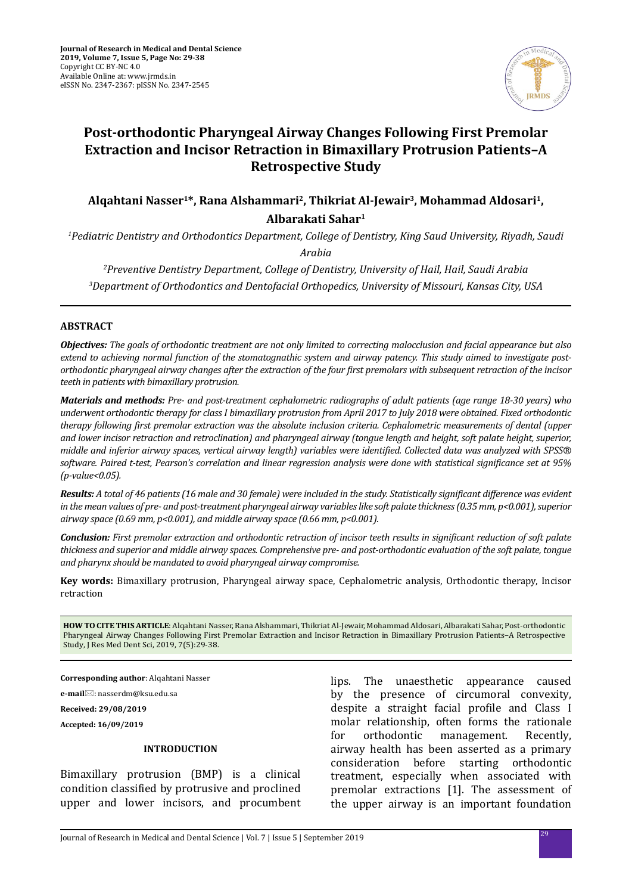Journal of Research in Medical and Dental Science
2019, Volume 7, Issue 5, Page No: 29-38
Copyright CC BY-NC 4.0
Available Online at: www.jrmds.in
eISSN No. 2347-2367: pISSN No. 2347-2545

# Post-orthodontic Pharyngeal Airway Changes Following First Premolar Extraction and Incisor Retraction in Bimaxillary Protrusion Patients–A Retrospective Study

**Alqahtani Nasser[1]*, Rana Alshammari[2], Thikriat Al-Jewair[3], Mohammad Aldosari[1], Albarakati Sahar[1]**

[1]*Pediatric Dentistry and Orthodontics Department, College of Dentistry, King Saud University, Riyadh, Saudi Arabia*

[2]*Preventive Dentistry Department, College of Dentistry, University of Hail, Hail, Saudi Arabia*

[3]*Department of Orthodontics and Dentofacial Orthopedics, University of Missouri, Kansas City, USA*

## ABSTRACT

***Objectives:*** *The goals of orthodontic treatment are not only limited to correcting malocclusion and facial appearance but also extend to achieving normal function of the stomatognathic system and airway patency. This study aimed to investigate post-orthodontic pharyngeal airway changes after the extraction of the four first premolars with subsequent retraction of the incisor teeth in patients with bimaxillary protrusion.*

***Materials and methods:*** *Pre- and post-treatment cephalometric radiographs of adult patients (age range 18-30 years) who underwent orthodontic therapy for class I bimaxillary protrusion from April 2017 to July 2018 were obtained. Fixed orthodontic therapy following first premolar extraction was the absolute inclusion criteria. Cephalometric measurements of dental (upper and lower incisor retraction and retroclination) and pharyngeal airway (tongue length and height, soft palate height, superior, middle and inferior airway spaces, vertical airway length) variables were identified. Collected data was analyzed with SPSS® software. Paired t-test, Pearson's correlation and linear regression analysis were done with statistical significance set at 95% (p-value<0.05).*

***Results:*** *A total of 46 patients (16 male and 30 female) were included in the study. Statistically significant difference was evident in the mean values of pre- and post-treatment pharyngeal airway variables like soft palate thickness (0.35 mm, $p<0.001$), superior airway space (0.69 mm, $p<0.001$), and middle airway space (0.66 mm, $p<0.001$).*

***Conclusion:*** *First premolar extraction and orthodontic retraction of incisor teeth results in significant reduction of soft palate thickness and superior and middle airway spaces. Comprehensive pre- and post-orthodontic evaluation of the soft palate, tongue and pharynx should be mandated to avoid pharyngeal airway compromise.*

**Key words:** Bimaxillary protrusion, Pharyngeal airway space, Cephalometric analysis, Orthodontic therapy, Incisor retraction

**HOW TO CITE THIS ARTICLE**: Alqahtani Nasser, Rana Alshammari, Thikriat Al-Jewair, Mohammad Aldosari, Albarakati Sahar, Post-orthodontic Pharyngeal Airway Changes Following First Premolar Extraction and Incisor Retraction in Bimaxillary Protrusion Patients–A Retrospective Study, J Res Med Dent Sci, 2019, 7(5):29-38.

**Corresponding author**: Alqahtani Nasser

**e-mail**: nasserdm@ksu.edu.sa

**Received: 29/08/2019**

**Accepted: 16/09/2019**

## INTRODUCTION

Bimaxillary protrusion (BMP) is a clinical condition classified by protrusive and proclined upper and lower incisors, and procumbent lips. The unaesthetic appearance caused by the presence of circumoral convexity, despite a straight facial profile and Class I molar relationship, often forms the rationale for orthodontic management. Recently, airway health has been asserted as a primary consideration before starting orthodontic treatment, especially when associated with premolar extractions [1]. The assessment of the upper airway is an important foundation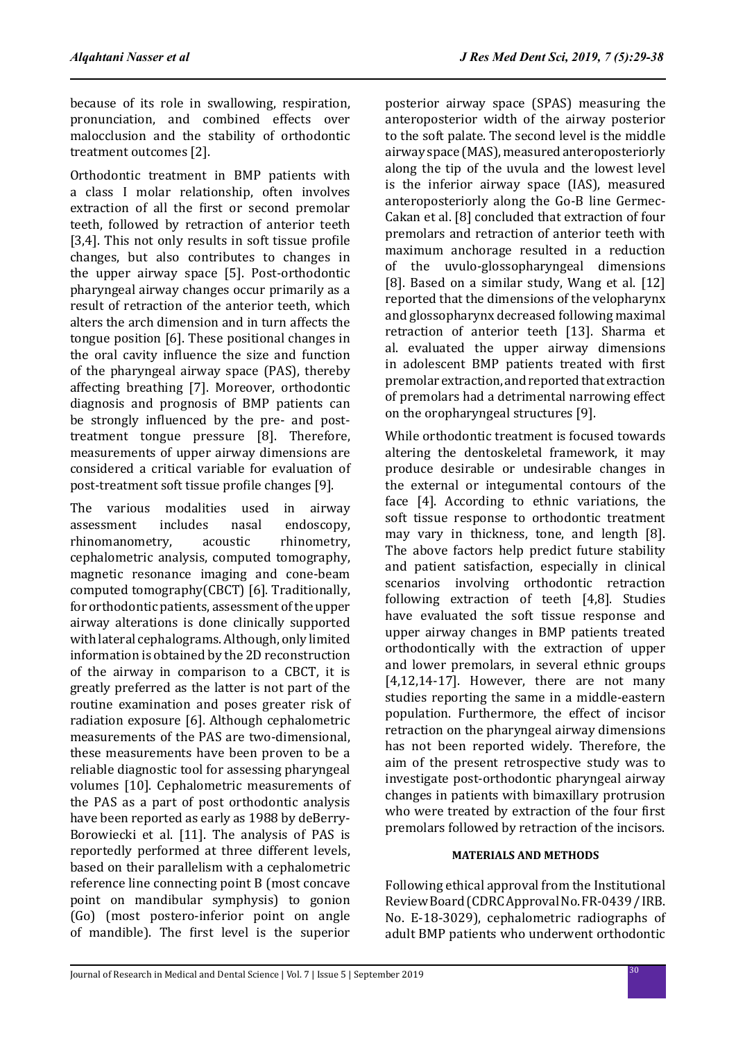because of its role in swallowing, respiration, pronunciation, and combined effects over malocclusion and the stability of orthodontic treatment outcomes [2].

Orthodontic treatment in BMP patients with a class I molar relationship, often involves extraction of all the first or second premolar teeth, followed by retraction of anterior teeth [3,4]. This not only results in soft tissue profile changes, but also contributes to changes in the upper airway space [5]. Post-orthodontic pharyngeal airway changes occur primarily as a result of retraction of the anterior teeth, which alters the arch dimension and in turn affects the tongue position [6]. These positional changes in the oral cavity influence the size and function of the pharyngeal airway space (PAS), thereby affecting breathing [7]. Moreover, orthodontic diagnosis and prognosis of BMP patients can be strongly influenced by the pre- and post-treatment tongue pressure [8]. Therefore, measurements of upper airway dimensions are considered a critical variable for evaluation of post-treatment soft tissue profile changes [9].

The various modalities used in airway assessment includes nasal endoscopy, rhinomanometry, acoustic rhinometry, cephalometric analysis, computed tomography, magnetic resonance imaging and cone-beam computed tomography(CBCT) [6]. Traditionally, for orthodontic patients, assessment of the upper airway alterations is done clinically supported with lateral cephalograms. Although, only limited information is obtained by the 2D reconstruction of the airway in comparison to a CBCT, it is greatly preferred as the latter is not part of the routine examination and poses greater risk of radiation exposure [6]. Although cephalometric measurements of the PAS are two-dimensional, these measurements have been proven to be a reliable diagnostic tool for assessing pharyngeal volumes [10]. Cephalometric measurements of the PAS as a part of post orthodontic analysis have been reported as early as 1988 by deBerry-Borowiecki et al. [11]. The analysis of PAS is reportedly performed at three different levels, based on their parallelism with a cephalometric reference line connecting point B (most concave point on mandibular symphysis) to gonion (Go) (most postero-inferior point on angle of mandible). The first level is the superior posterior airway space (SPAS) measuring the anteroposterior width of the airway posterior to the soft palate. The second level is the middle airway space (MAS), measured anteroposteriorly along the tip of the uvula and the lowest level is the inferior airway space (IAS), measured anteroposteriorly along the Go-B line Germec-Cakan et al. [8] concluded that extraction of four premolars and retraction of anterior teeth with maximum anchorage resulted in a reduction of the uvulo-glossopharyngeal dimensions [8]. Based on a similar study, Wang et al. [12] reported that the dimensions of the velopharynx and glossopharynx decreased following maximal retraction of anterior teeth [13]. Sharma et al. evaluated the upper airway dimensions in adolescent BMP patients treated with first premolar extraction, and reported that extraction of premolars had a detrimental narrowing effect on the oropharyngeal structures [9].

While orthodontic treatment is focused towards altering the dentoskeletal framework, it may produce desirable or undesirable changes in the external or integumental contours of the face [4]. According to ethnic variations, the soft tissue response to orthodontic treatment may vary in thickness, tone, and length [8]. The above factors help predict future stability and patient satisfaction, especially in clinical scenarios involving orthodontic retraction following extraction of teeth [4,8]. Studies have evaluated the soft tissue response and upper airway changes in BMP patients treated orthodontically with the extraction of upper and lower premolars, in several ethnic groups [4,12,14-17]. However, there are not many studies reporting the same in a middle-eastern population. Furthermore, the effect of incisor retraction on the pharyngeal airway dimensions has not been reported widely. Therefore, the aim of the present retrospective study was to investigate post-orthodontic pharyngeal airway changes in patients with bimaxillary protrusion who were treated by extraction of the four first premolars followed by retraction of the incisors.

## MATERIALS AND METHODS

Following ethical approval from the Institutional Review Board (CDRC Approval No. FR-0439 / IRB. No. E-18-3029), cephalometric radiographs of adult BMP patients who underwent orthodontic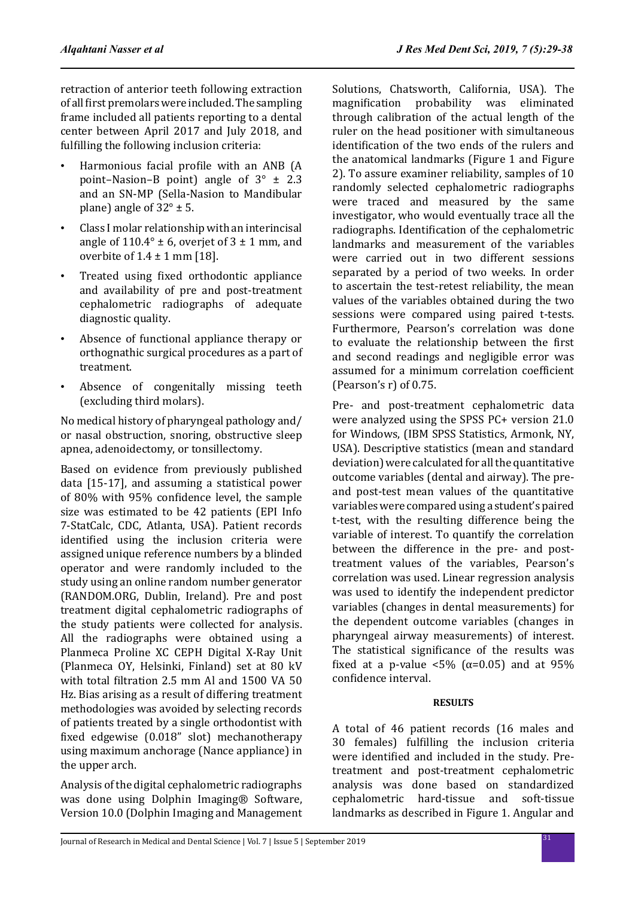retraction of anterior teeth following extraction of all first premolars were included. The sampling frame included all patients reporting to a dental center between April 2017 and July 2018, and fulfilling the following inclusion criteria:

- Harmonious facial profile with an ANB (A point–Nasion–B point) angle of 3° ± 2.3 and an SN-MP (Sella-Nasion to Mandibular plane) angle of 32° ± 5.
- Class I molar relationship with an interincisal angle of 110.4° ± 6, overjet of 3 ± 1 mm, and overbite of 1.4 ± 1 mm [18].
- Treated using fixed orthodontic appliance and availability of pre and post-treatment cephalometric radiographs of adequate diagnostic quality.
- Absence of functional appliance therapy or orthognathic surgical procedures as a part of treatment.
- Absence of congenitally missing teeth (excluding third molars).

No medical history of pharyngeal pathology and/or nasal obstruction, snoring, obstructive sleep apnea, adenoidectomy, or tonsillectomy.

Based on evidence from previously published data [15-17], and assuming a statistical power of 80% with 95% confidence level, the sample size was estimated to be 42 patients (EPI Info 7-StatCalc, CDC, Atlanta, USA). Patient records identified using the inclusion criteria were assigned unique reference numbers by a blinded operator and were randomly included to the study using an online random number generator (RANDOM.ORG, Dublin, Ireland). Pre and post treatment digital cephalometric radiographs of the study patients were collected for analysis. All the radiographs were obtained using a Planmeca Proline XC CEPH Digital X-Ray Unit (Planmeca OY, Helsinki, Finland) set at 80 kV with total filtration 2.5 mm Al and 1500 VA 50 Hz. Bias arising as a result of differing treatment methodologies was avoided by selecting records of patients treated by a single orthodontist with fixed edgewise (0.018" slot) mechanotherapy using maximum anchorage (Nance appliance) in the upper arch.

Analysis of the digital cephalometric radiographs was done using Dolphin Imaging® Software, Version 10.0 (Dolphin Imaging and Management Solutions, Chatsworth, California, USA). The magnification probability was eliminated through calibration of the actual length of the ruler on the head positioner with simultaneous identification of the two ends of the rulers and the anatomical landmarks (Figure 1 and Figure 2). To assure examiner reliability, samples of 10 randomly selected cephalometric radiographs were traced and measured by the same investigator, who would eventually trace all the radiographs. Identification of the cephalometric landmarks and measurement of the variables were carried out in two different sessions separated by a period of two weeks. In order to ascertain the test-retest reliability, the mean values of the variables obtained during the two sessions were compared using paired t-tests. Furthermore, Pearson's correlation was done to evaluate the relationship between the first and second readings and negligible error was assumed for a minimum correlation coefficient (Pearson's r) of 0.75.

Pre- and post-treatment cephalometric data were analyzed using the SPSS PC+ version 21.0 for Windows, (IBM SPSS Statistics, Armonk, NY, USA). Descriptive statistics (mean and standard deviation) were calculated for all the quantitative outcome variables (dental and airway). The pre- and post-test mean values of the quantitative variables were compared using a student's paired t-test, with the resulting difference being the variable of interest. To quantify the correlation between the difference in the pre- and post-treatment values of the variables, Pearson's correlation was used. Linear regression analysis was used to identify the independent predictor variables (changes in dental measurements) for the dependent outcome variables (changes in pharyngeal airway measurements) of interest. The statistical significance of the results was fixed at a p-value <5% ($\alpha$=0.05) and at 95% confidence interval.

## RESULTS

A total of 46 patient records (16 males and 30 females) fulfilling the inclusion criteria were identified and included in the study. Pre-treatment and post-treatment cephalometric analysis was done based on standardized cephalometric hard-tissue and soft-tissue landmarks as described in Figure 1. Angular and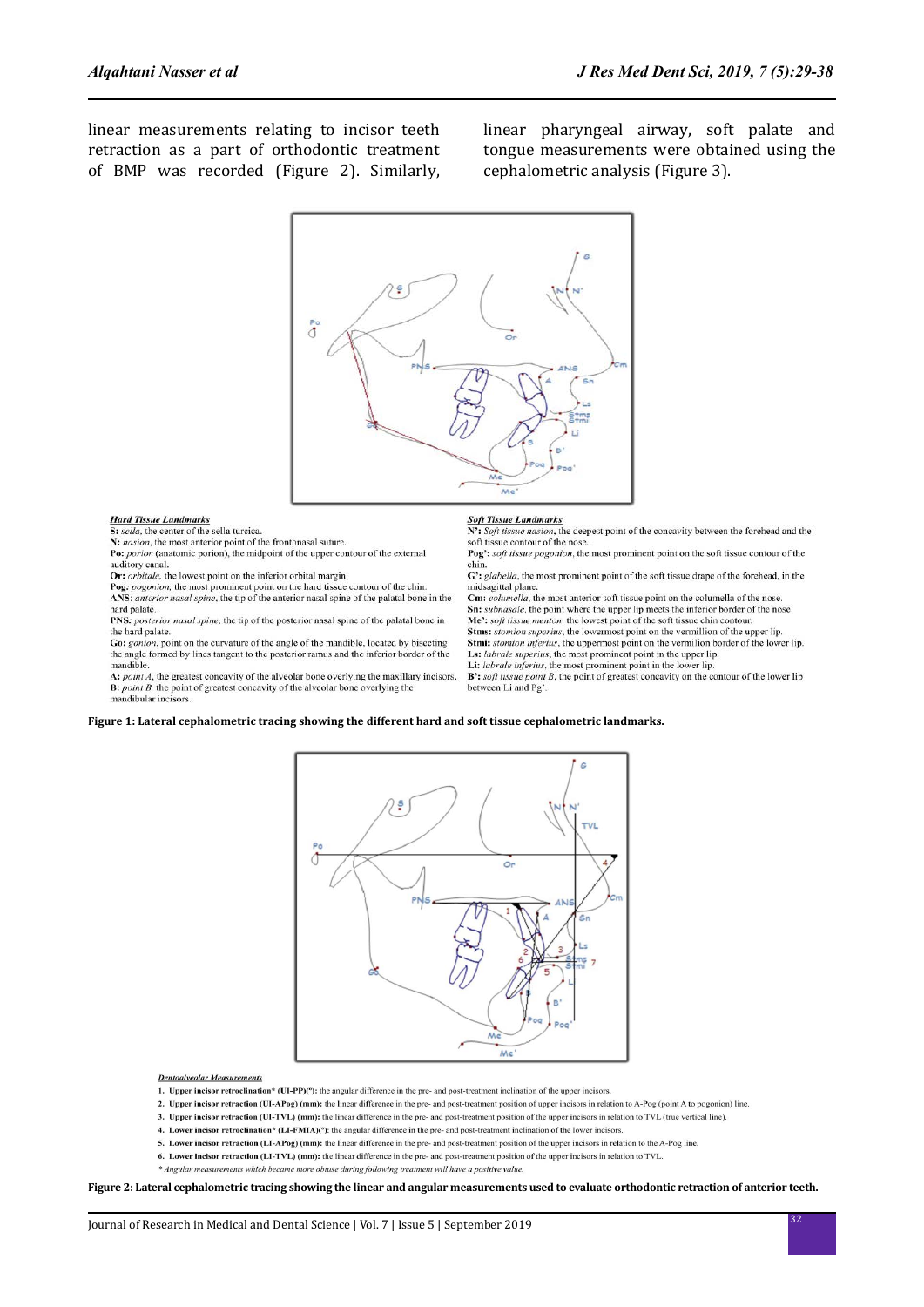linear measurements relating to incisor teeth retraction as a part of orthodontic treatment of BMP was recorded (Figure 2). Similarly, linear pharyngeal airway, soft palate and tongue measurements were obtained using the cephalometric analysis (Figure 3).

***Hard Tissue Landmarks***

**S:** *sella*, the center of the sella turcica.
**N:** *nasion*, the most anterior point of the frontonasal suture.
**Po:** *porion* (anatomic porion), the midpoint of the upper contour of the external auditory canal.
**Or:** *orbitale*, the lowest point on the inferior orbital margin.
**Pog:** *pogonion*, the most prominent point on the hard tissue contour of the chin.
**ANS:** *anterior nasal spine*, the tip of the anterior nasal spine of the palatal bone in the hard palate.
**PNS:** *posterior nasal spine*, the tip of the posterior nasal spine of the palatal bone in the hard palate.
**Go:** *gonion*, point on the curvature of the angle of the mandible, located by bisecting the angle formed by lines tangent to the posterior ramus and the inferior border of the mandible.
**A:** *point A*, the greatest concavity of the alveolar bone overlying the maxillary incisors.
**B:** *point B*, the point of greatest concavity of the alveolar bone overlying the mandibular incisors.

***Soft Tissue Landmarks***

**N':** *Soft tissue nasion*, the deepest point of the concavity between the forehead and the soft tissue contour of the nose.
**Pog':** *soft tissue pogonion*, the most prominent point on the soft tissue contour of the chin.
**G':** *glabella*, the most prominent point of the soft tissue drape of the forehead, in the midsagittal plane.
**Cm:** *columella*, the most anterior soft tissue point on the columella of the nose.
**Sn:** *subnasale*, the point where the upper lip meets the inferior border of the nose.
**Me':** *soft tissue menton*, the lowest point of the soft tissue chin contour.
**Stms:** *stomion superius*, the lowermost point on the vermillion of the upper lip.
**Stmi:** *stomion inferius*, the uppermost point on the vermilion border of the lower lip.
**Ls:** *labrale superius*, the most prominent point in the upper lip.
**Li:** *labrale inferius*, the most prominent point in the lower lip.
**B':** *soft tissue point B*, the point of greatest concavity on the contour of the lower lip between Li and Pg'.

**Figure 1: Lateral cephalometric tracing showing the different hard and soft tissue cephalometric landmarks.**

***Dentoalveolar Measurements***

1. **Upper incisor retroclination* (UI-PP)(°):** the angular difference in the pre- and post-treatment inclination of the upper incisors.
2. **Upper incisor retraction (UI-APog) (mm):** the linear difference in the pre- and post-treatment position of upper incisors in relation to A-Pog (point A to pogonion) line.
3. **Upper incisor retraction (UI-TVL) (mm):** the linear difference in the pre- and post-treatment position of the upper incisors in relation to TVL (true vertical line).
4. **Lower incisor retroclination* (LI-FMIA)(°):** the angular difference in the pre- and post-treatment inclination of the lower incisors.
5. **Lower incisor retraction (LI-APog) (mm):** the linear difference in the pre- and post-treatment position of the upper incisors in relation to the A-Pog line.
6. **Lower incisor retraction (LI-TVL) (mm):** the linear difference in the pre- and post-treatment position of the upper incisors in relation to TVL.

*\* Angular measurements which became more obtuse during following treatment will have a positive value.*

**Figure 2: Lateral cephalometric tracing showing the linear and angular measurements used to evaluate orthodontic retraction of anterior teeth.**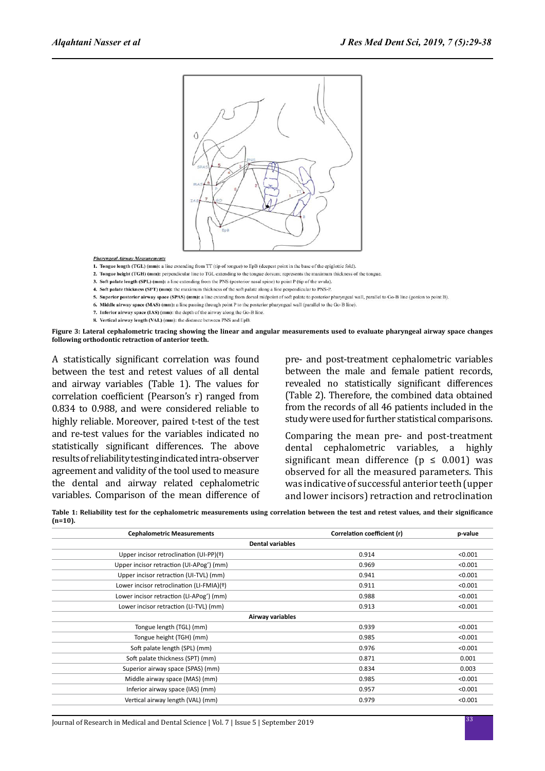**Pharyngeal Airway Measurements**

1. **Tongue length (TGL) (mm):** a line extending from TT (tip of tongue) to EpB (deepest point in the base of the epiglottic fold).
2. **Tongue height (TGH) (mm):** perpendicular line to TGL extending to the tongue dorsum; represents the maximum thickness of the tongue.
3. **Soft palate length (SPL) (mm):** a line extending from the PNS (posterior nasal spine) to point P (tip of the uvula).
4. **Soft palate thickness (SPT) (mm):** the maximum thickness of the soft palate along a line perpendicular to PNS-P.
5. **Superior posterior airway space (SPAS) (mm):** a line extending from dorsal midpoint of soft palate to posterior pharyngeal wall, parallel to Go-B line (gonion to point B).
6. **Middle airway space (MAS) (mm):** a line passing through point P to the posterior pharyngeal wall (parallel to the Go-B line).
7. **Inferior airway space (IAS) (mm):** the depth of the airway along the Go-B line.
8. **Vertical airway length (VAL) (mm):** the distance between PNS and EpB.

**Figure 3: Lateral cephalometric tracing showing the linear and angular measurements used to evaluate pharyngeal airway space changes following orthodontic retraction of anterior teeth.**

A statistically significant correlation was found between the test and retest values of all dental and airway variables (Table 1). The values for correlation coefficient (Pearson's r) ranged from 0.834 to 0.988, and were considered reliable to highly reliable. Moreover, paired t-test of the test and re-test values for the variables indicated no statistically significant differences. The above results of reliability testing indicated intra-observer agreement and validity of the tool used to measure the dental and airway related cephalometric variables. Comparison of the mean difference of pre- and post-treatment cephalometric variables between the male and female patient records, revealed no statistically significant differences (Table 2). Therefore, the combined data obtained from the records of all 46 patients included in the study were used for further statistical comparisons.

Comparing the mean pre- and post-treatment dental cephalometric variables, a highly significant mean difference ($p \leq 0.001$) was observed for all the measured parameters. This was indicative of successful anterior teeth (upper and lower incisors) retraction and retroclination

**Table 1: Reliability test for the cephalometric measurements using correlation between the test and retest values, and their significance (n=10).**

| Cephalometric Measurements | Correlation coefficient (r) | p-value |
|---|---|---|
| **Dental variables** | | |
| Upper incisor retroclination (UI-PP)(º) | 0.914 | <0.001 |
| Upper incisor retraction (UI-APog') (mm) | 0.969 | <0.001 |
| Upper incisor retraction (UI-TVL) (mm) | 0.941 | <0.001 |
| Lower incisor retroclination (LI-FMIA)(º) | 0.911 | <0.001 |
| Lower incisor retraction (LI-APog') (mm) | 0.988 | <0.001 |
| Lower incisor retraction (LI-TVL) (mm) | 0.913 | <0.001 |
| **Airway variables** | | |
| Tongue length (TGL) (mm) | 0.939 | <0.001 |
| Tongue height (TGH) (mm) | 0.985 | <0.001 |
| Soft palate length (SPL) (mm) | 0.976 | <0.001 |
| Soft palate thickness (SPT) (mm) | 0.871 | 0.001 |
| Superior airway space (SPAS) (mm) | 0.834 | 0.003 |
| Middle airway space (MAS) (mm) | 0.985 | <0.001 |
| Inferior airway space (IAS) (mm) | 0.957 | <0.001 |
| Vertical airway length (VAL) (mm) | 0.979 | <0.001 |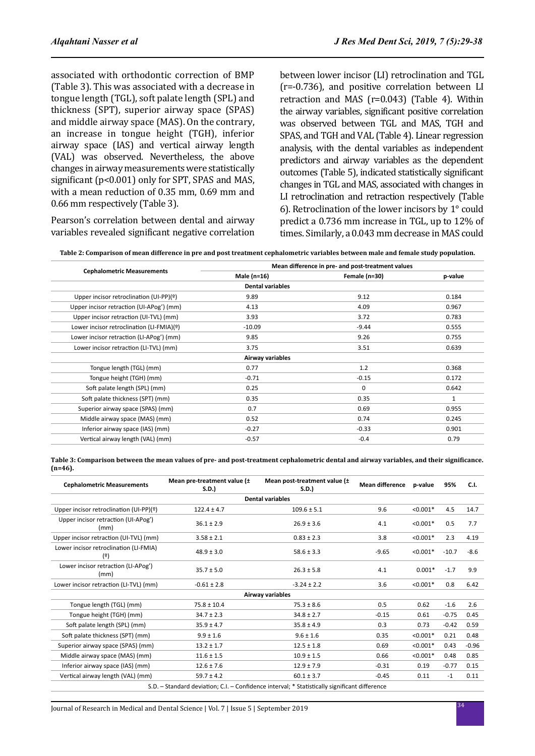associated with orthodontic correction of BMP (Table 3). This was associated with a decrease in tongue length (TGL), soft palate length (SPL) and thickness (SPT), superior airway space (SPAS) and middle airway space (MAS). On the contrary, an increase in tongue height (TGH), inferior airway space (IAS) and vertical airway length (VAL) was observed. Nevertheless, the above changes in airway measurements were statistically significant (p<0.001) only for SPT, SPAS and MAS, with a mean reduction of 0.35 mm, 0.69 mm and 0.66 mm respectively (Table 3).

Pearson's correlation between dental and airway variables revealed significant negative correlation between lower incisor (LI) retroclination and TGL (r=-0.736), and positive correlation between LI retraction and MAS (r=0.043) (Table 4). Within the airway variables, significant positive correlation was observed between TGL and MAS, TGH and SPAS, and TGH and VAL (Table 4). Linear regression analysis, with the dental variables as independent predictors and airway variables as the dependent outcomes (Table 5), indicated statistically significant changes in TGL and MAS, associated with changes in LI retroclination and retraction respectively (Table 6). Retroclination of the lower incisors by 1° could predict a 0.736 mm increase in TGL, up to 12% of times. Similarly, a 0.043 mm decrease in MAS could

**Table 2: Comparison of mean difference in pre and post treatment cephalometric variables between male and female study population.**

| Cephalometric Measurements | Mean difference in pre- and post-treatment values | | |
|---|---|---|---|
| | Male (n=16) | Female (n=30) | p-value |
| | **Dental variables** | | |
| Upper incisor retroclination (UI-PP)(º) | 9.89 | 9.12 | 0.184 |
| Upper incisor retraction (UI-APog') (mm) | 4.13 | 4.09 | 0.967 |
| Upper incisor retraction (UI-TVL) (mm) | 3.93 | 3.72 | 0.783 |
| Lower incisor retroclination (LI-FMIA)(º) | -10.09 | -9.44 | 0.555 |
| Lower incisor retraction (LI-APog') (mm) | 9.85 | 9.26 | 0.755 |
| Lower incisor retraction (LI-TVL) (mm) | 3.75 | 3.51 | 0.639 |
| | **Airway variables** | | |
| Tongue length (TGL) (mm) | 0.77 | 1.2 | 0.368 |
| Tongue height (TGH) (mm) | -0.71 | -0.15 | 0.172 |
| Soft palate length (SPL) (mm) | 0.25 | 0 | 0.642 |
| Soft palate thickness (SPT) (mm) | 0.35 | 0.35 | 1 |
| Superior airway space (SPAS) (mm) | 0.7 | 0.69 | 0.955 |
| Middle airway space (MAS) (mm) | 0.52 | 0.74 | 0.245 |
| Inferior airway space (IAS) (mm) | -0.27 | -0.33 | 0.901 |
| Vertical airway length (VAL) (mm) | -0.57 | -0.4 | 0.79 |

**Table 3: Comparison between the mean values of pre- and post-treatment cephalometric dental and airway variables, and their significance. (n=46).**

| Cephalometric Measurements | Mean pre-treatment value (± S.D.) | Mean post-treatment value (± S.D.) | Mean difference | p-value | 95% | C.I. |
|---|---|---|---|---|---|---|
| | | **Dental variables** | | | | |
| Upper incisor retroclination (UI-PP)(º) | 122.4 ± 4.7 | 109.6 ± 5.1 | 9.6 | <0.001* | 4.5 | 14.7 |
| Upper incisor retraction (UI-APog') (mm) | 36.1 ± 2.9 | 26.9 ± 3.6 | 4.1 | <0.001* | 0.5 | 7.7 |
| Upper incisor retraction (UI-TVL) (mm) | 3.58 ± 2.1 | 0.83 ± 2.3 | 3.8 | <0.001* | 2.3 | 4.19 |
| Lower incisor retroclination (LI-FMIA) (º) | 48.9 ± 3.0 | 58.6 ± 3.3 | -9.65 | <0.001* | -10.7 | -8.6 |
| Lower incisor retraction (LI-APog') (mm) | 35.7 ± 5.0 | 26.3 ± 5.8 | 4.1 | 0.001* | -1.7 | 9.9 |
| Lower incisor retraction (LI-TVL) (mm) | -0.61 ± 2.8 | -3.24 ± 2.2 | 3.6 | <0.001* | 0.8 | 6.42 |
| | | **Airway variables** | | | | |
| Tongue length (TGL) (mm) | 75.8 ± 10.4 | 75.3 ± 8.6 | 0.5 | 0.62 | -1.6 | 2.6 |
| Tongue height (TGH) (mm) | 34.7 ± 2.3 | 34.8 ± 2.7 | -0.15 | 0.61 | -0.75 | 0.45 |
| Soft palate length (SPL) (mm) | 35.9 ± 4.7 | 35.8 ± 4.9 | 0.3 | 0.73 | -0.42 | 0.59 |
| Soft palate thickness (SPT) (mm) | 9.9 ± 1.6 | 9.6 ± 1.6 | 0.35 | <0.001* | 0.21 | 0.48 |
| Superior airway space (SPAS) (mm) | 13.2 ± 1.7 | 12.5 ± 1.8 | 0.69 | <0.001* | 0.43 | -0.96 |
| Middle airway space (MAS) (mm) | 11.6 ± 1.5 | 10.9 ± 1.5 | 0.66 | <0.001* | 0.48 | 0.85 |
| Inferior airway space (IAS) (mm) | 12.6 ± 7.6 | 12.9 ± 7.9 | -0.31 | 0.19 | -0.77 | 0.15 |
| Vertical airway length (VAL) (mm) | 59.7 ± 4.2 | 60.1 ± 3.7 | -0.45 | 0.11 | -1 | 0.11 |

S.D. – Standard deviation; C.I. – Confidence interval; * Statistically significant difference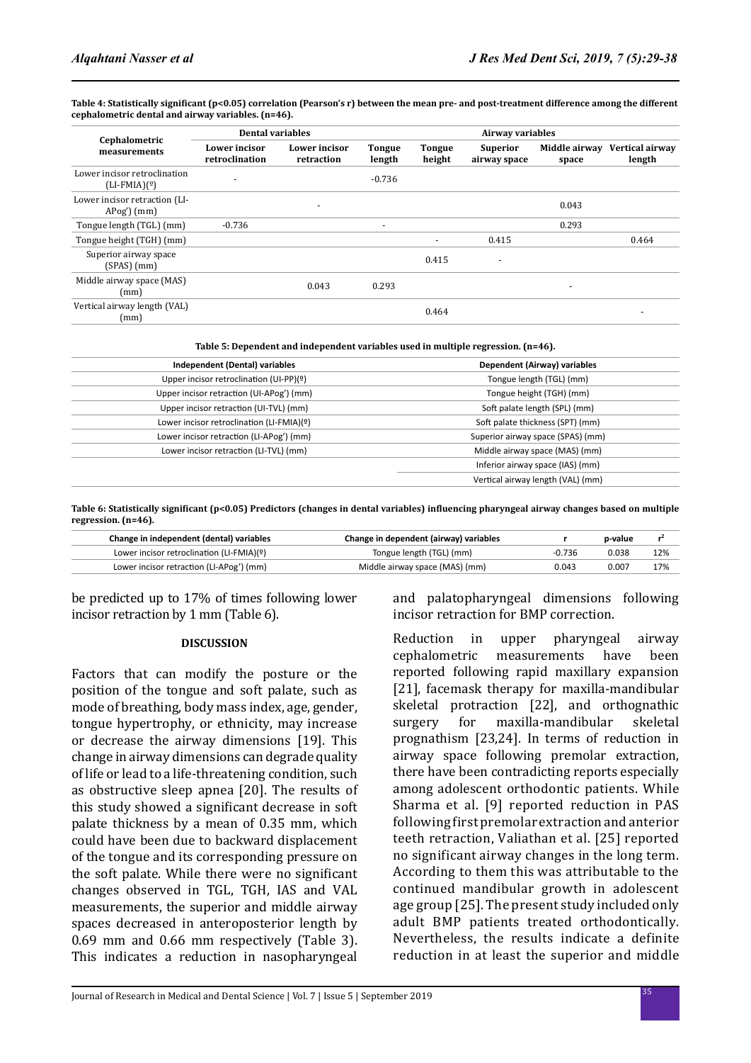**Table 4: Statistically significant (p<0.05) correlation (Pearson's r) between the mean pre- and post-treatment difference among the different cephalometric dental and airway variables. (n=46).**

| Cephalometric measurements | Dental variables | | Airway variables | | | | |
|---|---|---|---|---|---|---|---|
| | Lower incisor retroclination | Lower incisor retraction | Tongue length | Tongue height | Superior airway space | Middle airway space | Vertical airway length |
| Lower incisor retroclination (LI-FMIA)(º) | - | | -0.736 | | | | |
| Lower incisor retraction (LI-APog') (mm) | | - | | | | 0.043 | |
| Tongue length (TGL) (mm) | -0.736 | | - | | | 0.293 | |
| Tongue height (TGH) (mm) | | | | - | 0.415 | | 0.464 |
| Superior airway space (SPAS) (mm) | | | | 0.415 | - | | |
| Middle airway space (MAS) (mm) | | 0.043 | 0.293 | | | - | |
| Vertical airway length (VAL) (mm) | | | | 0.464 | | | - |

**Table 5: Dependent and independent variables used in multiple regression. (n=46).**

| Independent (Dental) variables | Dependent (Airway) variables |
|---|---|
| Upper incisor retroclination (UI-PP)(º) | Tongue length (TGL) (mm) |
| Upper incisor retraction (UI-APog') (mm) | Tongue height (TGH) (mm) |
| Upper incisor retraction (UI-TVL) (mm) | Soft palate length (SPL) (mm) |
| Lower incisor retroclination (LI-FMIA)(º) | Soft palate thickness (SPT) (mm) |
| Lower incisor retraction (LI-APog') (mm) | Superior airway space (SPAS) (mm) |
| Lower incisor retraction (LI-TVL) (mm) | Middle airway space (MAS) (mm) |
| | Inferior airway space (IAS) (mm) |
| | Vertical airway length (VAL) (mm) |

**Table 6: Statistically significant (p<0.05) Predictors (changes in dental variables) influencing pharyngeal airway changes based on multiple regression. (n=46).**

| Change in independent (dental) variables | Change in dependent (airway) variables | r | p-value | $r^2$ |
|---|---|---|---|---|
| Lower incisor retroclination (LI-FMIA)(º) | Tongue length (TGL) (mm) | -0.736 | 0.038 | 12% |
| Lower incisor retraction (LI-APog') (mm) | Middle airway space (MAS) (mm) | 0.043 | 0.007 | 17% |

be predicted up to 17% of times following lower incisor retraction by 1 mm (Table 6).

## DISCUSSION

Factors that can modify the posture or the position of the tongue and soft palate, such as mode of breathing, body mass index, age, gender, tongue hypertrophy, or ethnicity, may increase or decrease the airway dimensions [19]. This change in airway dimensions can degrade quality of life or lead to a life-threatening condition, such as obstructive sleep apnea [20]. The results of this study showed a significant decrease in soft palate thickness by a mean of 0.35 mm, which could have been due to backward displacement of the tongue and its corresponding pressure on the soft palate. While there were no significant changes observed in TGL, TGH, IAS and VAL measurements, the superior and middle airway spaces decreased in anteroposterior length by 0.69 mm and 0.66 mm respectively (Table 3). This indicates a reduction in nasopharyngeal and palatopharyngeal dimensions following incisor retraction for BMP correction.

Reduction in upper pharyngeal airway cephalometric measurements have been reported following rapid maxillary expansion [21], facemask therapy for maxilla-mandibular skeletal protraction [22], and orthognathic surgery for maxilla-mandibular skeletal prognathism [23,24]. In terms of reduction in airway space following premolar extraction, there have been contradicting reports especially among adolescent orthodontic patients. While Sharma et al. [9] reported reduction in PAS following first premolar extraction and anterior teeth retraction, Valiathan et al. [25] reported no significant airway changes in the long term. According to them this was attributable to the continued mandibular growth in adolescent age group [25]. The present study included only adult BMP patients treated orthodontically. Nevertheless, the results indicate a definite reduction in at least the superior and middle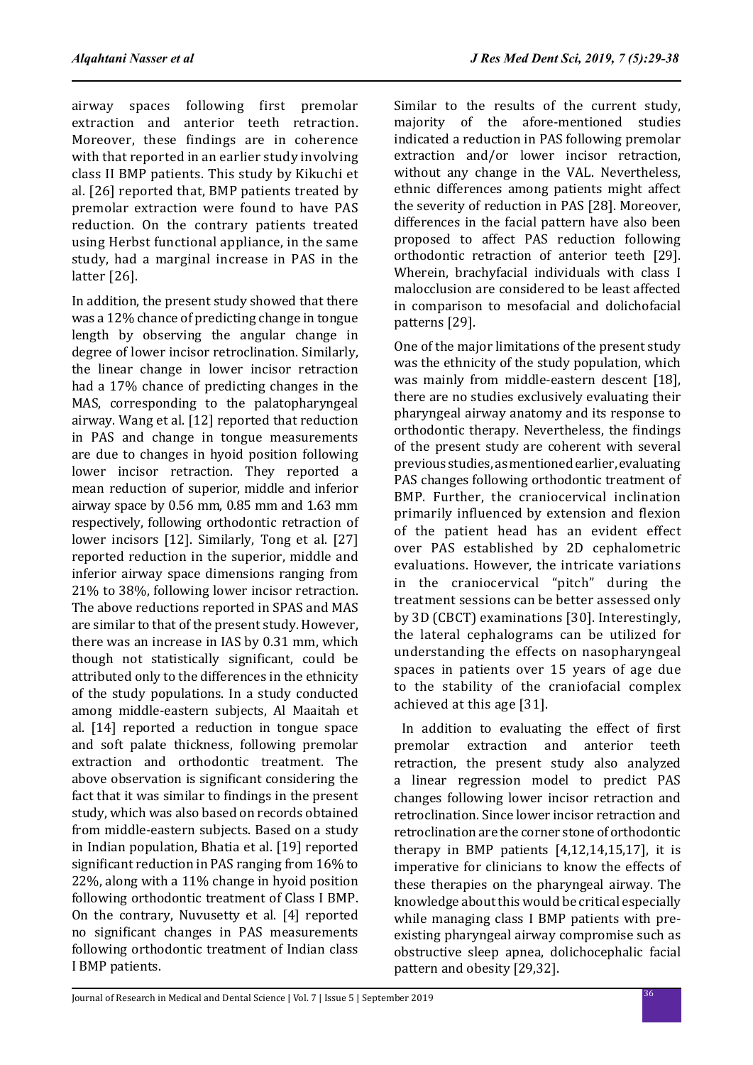airway spaces following first premolar extraction and anterior teeth retraction. Moreover, these findings are in coherence with that reported in an earlier study involving class II BMP patients. This study by Kikuchi et al. [26] reported that, BMP patients treated by premolar extraction were found to have PAS reduction. On the contrary patients treated using Herbst functional appliance, in the same study, had a marginal increase in PAS in the latter [26].

In addition, the present study showed that there was a 12% chance of predicting change in tongue length by observing the angular change in degree of lower incisor retroclination. Similarly, the linear change in lower incisor retraction had a 17% chance of predicting changes in the MAS, corresponding to the palatopharyngeal airway. Wang et al. [12] reported that reduction in PAS and change in tongue measurements are due to changes in hyoid position following lower incisor retraction. They reported a mean reduction of superior, middle and inferior airway space by 0.56 mm, 0.85 mm and 1.63 mm respectively, following orthodontic retraction of lower incisors [12]. Similarly, Tong et al. [27] reported reduction in the superior, middle and inferior airway space dimensions ranging from 21% to 38%, following lower incisor retraction. The above reductions reported in SPAS and MAS are similar to that of the present study. However, there was an increase in IAS by 0.31 mm, which though not statistically significant, could be attributed only to the differences in the ethnicity of the study populations. In a study conducted among middle-eastern subjects, Al Maaitah et al. [14] reported a reduction in tongue space and soft palate thickness, following premolar extraction and orthodontic treatment. The above observation is significant considering the fact that it was similar to findings in the present study, which was also based on records obtained from middle-eastern subjects. Based on a study in Indian population, Bhatia et al. [19] reported significant reduction in PAS ranging from 16% to 22%, along with a 11% change in hyoid position following orthodontic treatment of Class I BMP. On the contrary, Nuvusetty et al. [4] reported no significant changes in PAS measurements following orthodontic treatment of Indian class I BMP patients.

Similar to the results of the current study, majority of the afore-mentioned studies indicated a reduction in PAS following premolar extraction and/or lower incisor retraction, without any change in the VAL. Nevertheless, ethnic differences among patients might affect the severity of reduction in PAS [28]. Moreover, differences in the facial pattern have also been proposed to affect PAS reduction following orthodontic retraction of anterior teeth [29]. Wherein, brachyfacial individuals with class I malocclusion are considered to be least affected in comparison to mesofacial and dolichofacial patterns [29].

One of the major limitations of the present study was the ethnicity of the study population, which was mainly from middle-eastern descent [18], there are no studies exclusively evaluating their pharyngeal airway anatomy and its response to orthodontic therapy. Nevertheless, the findings of the present study are coherent with several previous studies, as mentioned earlier, evaluating PAS changes following orthodontic treatment of BMP. Further, the craniocervical inclination primarily influenced by extension and flexion of the patient head has an evident effect over PAS established by 2D cephalometric evaluations. However, the intricate variations in the craniocervical "pitch" during the treatment sessions can be better assessed only by 3D (CBCT) examinations [30]. Interestingly, the lateral cephalograms can be utilized for understanding the effects on nasopharyngeal spaces in patients over 15 years of age due to the stability of the craniofacial complex achieved at this age [31].

In addition to evaluating the effect of first premolar extraction and anterior teeth retraction, the present study also analyzed a linear regression model to predict PAS changes following lower incisor retraction and retroclination. Since lower incisor retraction and retroclination are the corner stone of orthodontic therapy in BMP patients [4,12,14,15,17], it is imperative for clinicians to know the effects of these therapies on the pharyngeal airway. The knowledge about this would be critical especially while managing class I BMP patients with pre-existing pharyngeal airway compromise such as obstructive sleep apnea, dolichocephalic facial pattern and obesity [29,32].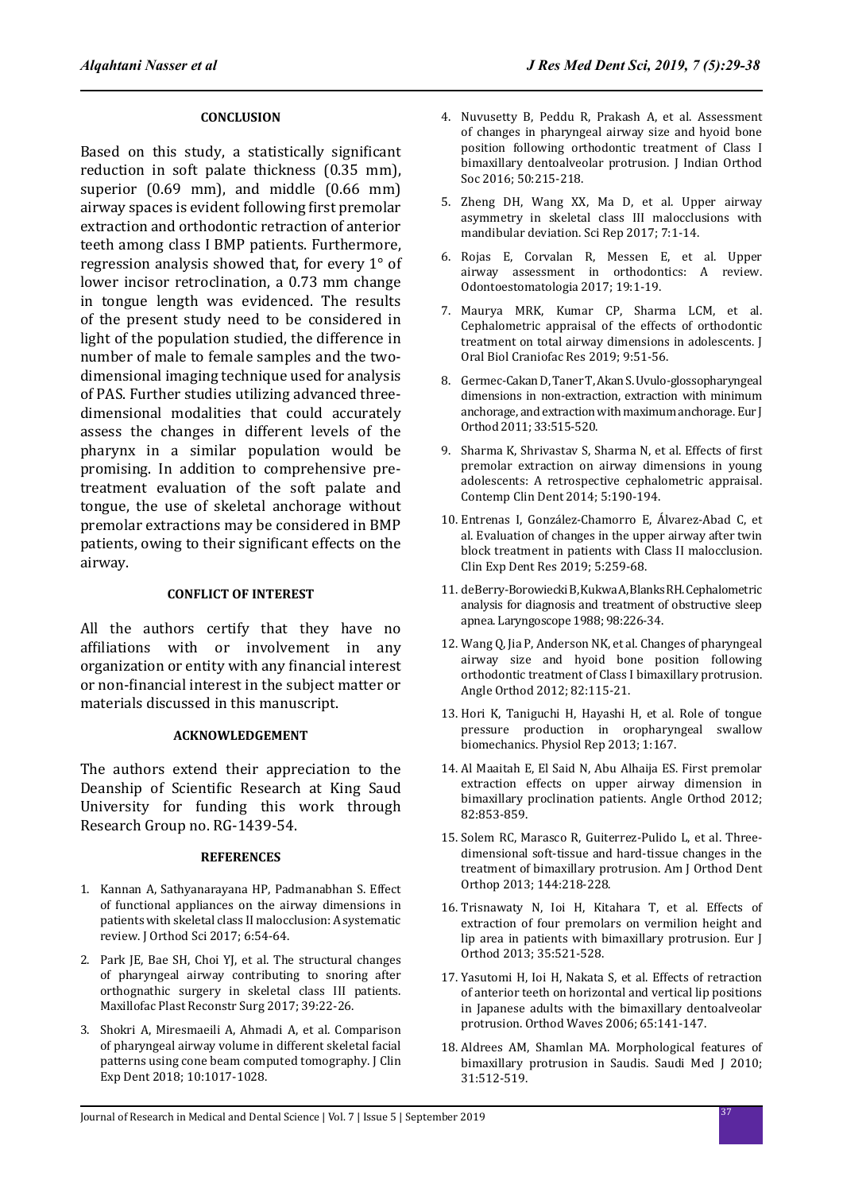## CONCLUSION

Based on this study, a statistically significant reduction in soft palate thickness (0.35 mm), superior (0.69 mm), and middle (0.66 mm) airway spaces is evident following first premolar extraction and orthodontic retraction of anterior teeth among class I BMP patients. Furthermore, regression analysis showed that, for every 1° of lower incisor retroclination, a 0.73 mm change in tongue length was evidenced. The results of the present study need to be considered in light of the population studied, the difference in number of male to female samples and the two-dimensional imaging technique used for analysis of PAS. Further studies utilizing advanced three-dimensional modalities that could accurately assess the changes in different levels of the pharynx in a similar population would be promising. In addition to comprehensive pre-treatment evaluation of the soft palate and tongue, the use of skeletal anchorage without premolar extractions may be considered in BMP patients, owing to their significant effects on the airway.

## CONFLICT OF INTEREST

All the authors certify that they have no affiliations with or involvement in any organization or entity with any financial interest or non-financial interest in the subject matter or materials discussed in this manuscript.

## ACKNOWLEDGEMENT

The authors extend their appreciation to the Deanship of Scientific Research at King Saud University for funding this work through Research Group no. RG-1439-54.

## REFERENCES

1. Kannan A, Sathyanarayana HP, Padmanabhan S. Effect of functional appliances on the airway dimensions in patients with skeletal class II malocclusion: A systematic review. J Orthod Sci 2017; 6:54-64.
2. Park JE, Bae SH, Choi YJ, et al. The structural changes of pharyngeal airway contributing to snoring after orthognathic surgery in skeletal class III patients. Maxillofac Plast Reconstr Surg 2017; 39:22-26.
3. Shokri A, Miresmaeili A, Ahmadi A, et al. Comparison of pharyngeal airway volume in different skeletal facial patterns using cone beam computed tomography. J Clin Exp Dent 2018; 10:1017-1028.
4. Nuvusetty B, Peddu R, Prakash A, et al. Assessment of changes in pharyngeal airway size and hyoid bone position following orthodontic treatment of Class I bimaxillary dentoalveolar protrusion. J Indian Orthod Soc 2016; 50:215-218.
5. Zheng DH, Wang XX, Ma D, et al. Upper airway asymmetry in skeletal class III malocclusions with mandibular deviation. Sci Rep 2017; 7:1-14.
6. Rojas E, Corvalan R, Messen E, et al. Upper airway assessment in orthodontics: A review. Odontoestomatologia 2017; 19:1-19.
7. Maurya MRK, Kumar CP, Sharma LCM, et al. Cephalometric appraisal of the effects of orthodontic treatment on total airway dimensions in adolescents. J Oral Biol Craniofac Res 2019; 9:51-56.
8. Germec-Cakan D, Taner T, Akan S. Uvulo-glossopharyngeal dimensions in non-extraction, extraction with minimum anchorage, and extraction with maximum anchorage. Eur J Orthod 2011; 33:515-520.
9. Sharma K, Shrivastav S, Sharma N, et al. Effects of first premolar extraction on airway dimensions in young adolescents: A retrospective cephalometric appraisal. Contemp Clin Dent 2014; 5:190-194.
10. Entrenas I, González-Chamorro E, Álvarez-Abad C, et al. Evaluation of changes in the upper airway after twin block treatment in patients with Class II malocclusion. Clin Exp Dent Res 2019; 5:259-68.
11. deBerry-Borowiecki B, Kukwa A, Blanks RH. Cephalometric analysis for diagnosis and treatment of obstructive sleep apnea. Laryngoscope 1988; 98:226-34.
12. Wang Q, Jia P, Anderson NK, et al. Changes of pharyngeal airway size and hyoid bone position following orthodontic treatment of Class I bimaxillary protrusion. Angle Orthod 2012; 82:115-21.
13. Hori K, Taniguchi H, Hayashi H, et al. Role of tongue pressure production in oropharyngeal swallow biomechanics. Physiol Rep 2013; 1:167.
14. Al Maaitah E, El Said N, Abu Alhaija ES. First premolar extraction effects on upper airway dimension in bimaxillary proclination patients. Angle Orthod 2012; 82:853-859.
15. Solem RC, Marasco R, Guiterrez-Pulido L, et al. Three-dimensional soft-tissue and hard-tissue changes in the treatment of bimaxillary protrusion. Am J Orthod Dent Orthop 2013; 144:218-228.
16. Trisnawaty N, Ioi H, Kitahara T, et al. Effects of extraction of four premolars on vermilion height and lip area in patients with bimaxillary protrusion. Eur J Orthod 2013; 35:521-528.
17. Yasutomi H, Ioi H, Nakata S, et al. Effects of retraction of anterior teeth on horizontal and vertical lip positions in Japanese adults with the bimaxillary dentoalveolar protrusion. Orthod Waves 2006; 65:141-147.
18. Aldrees AM, Shamlan MA. Morphological features of bimaxillary protrusion in Saudis. Saudi Med J 2010; 31:512-519.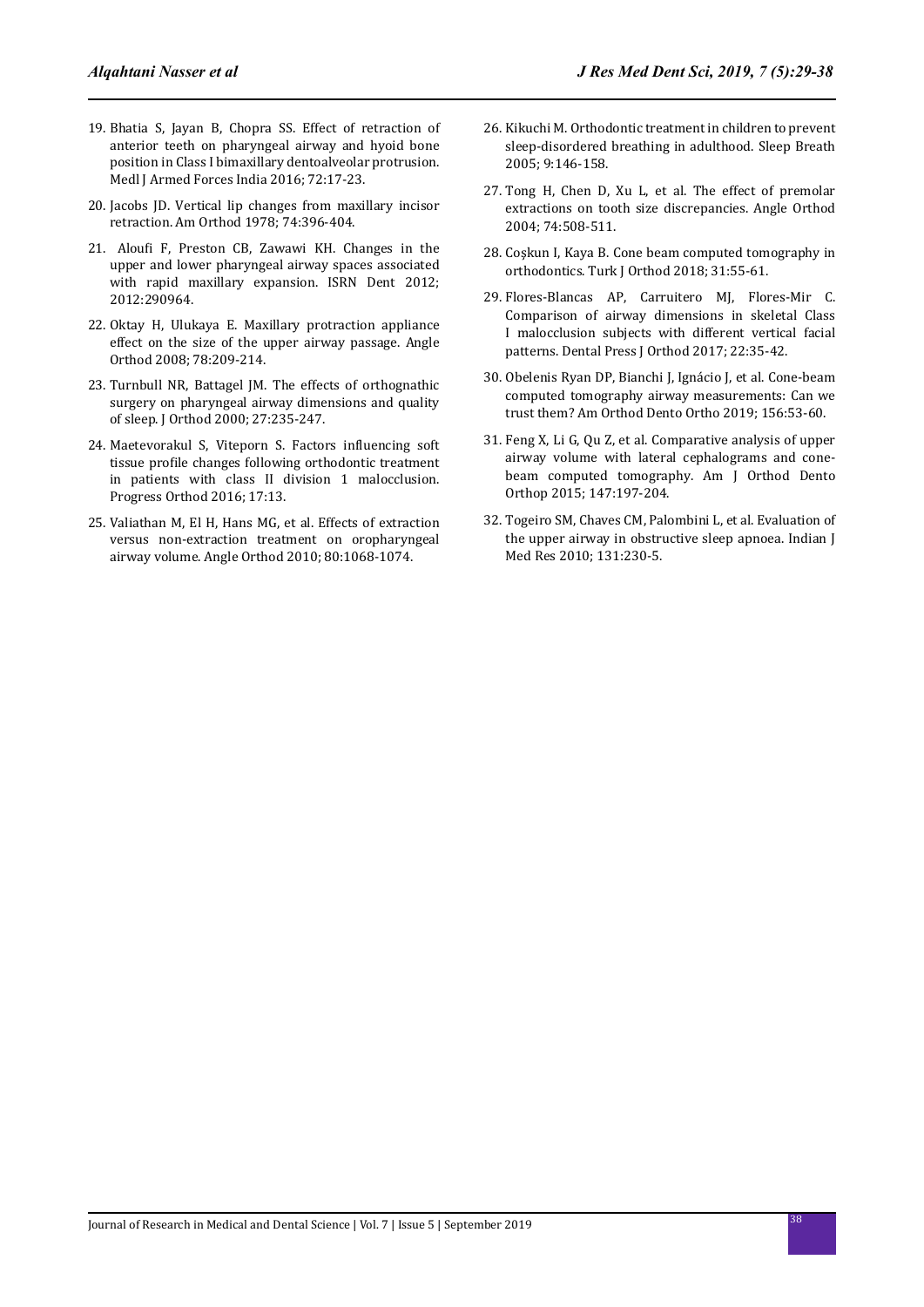19. Bhatia S, Jayan B, Chopra SS. Effect of retraction of anterior teeth on pharyngeal airway and hyoid bone position in Class I bimaxillary dentoalveolar protrusion. Medl J Armed Forces India 2016; 72:17-23.

20. Jacobs JD. Vertical lip changes from maxillary incisor retraction. Am Orthod 1978; 74:396-404.

21. Aloufi F, Preston CB, Zawawi KH. Changes in the upper and lower pharyngeal airway spaces associated with rapid maxillary expansion. ISRN Dent 2012; 2012:290964.

22. Oktay H, Ulukaya E. Maxillary protraction appliance effect on the size of the upper airway passage. Angle Orthod 2008; 78:209-214.

23. Turnbull NR, Battagel JM. The effects of orthognathic surgery on pharyngeal airway dimensions and quality of sleep. J Orthod 2000; 27:235-247.

24. Maetevorakul S, Viteporn S. Factors influencing soft tissue profile changes following orthodontic treatment in patients with class II division 1 malocclusion. Progress Orthod 2016; 17:13.

25. Valiathan M, El H, Hans MG, et al. Effects of extraction versus non-extraction treatment on oropharyngeal airway volume. Angle Orthod 2010; 80:1068-1074.

26. Kikuchi M. Orthodontic treatment in children to prevent sleep-disordered breathing in adulthood. Sleep Breath 2005; 9:146-158.

27. Tong H, Chen D, Xu L, et al. The effect of premolar extractions on tooth size discrepancies. Angle Orthod 2004; 74:508-511.

28. Coşkun I, Kaya B. Cone beam computed tomography in orthodontics. Turk J Orthod 2018; 31:55-61.

29. Flores-Blancas AP, Carruitero MJ, Flores-Mir C. Comparison of airway dimensions in skeletal Class I malocclusion subjects with different vertical facial patterns. Dental Press J Orthod 2017; 22:35-42.

30. Obelenis Ryan DP, Bianchi J, Ignácio J, et al. Cone-beam computed tomography airway measurements: Can we trust them? Am Orthod Dento Ortho 2019; 156:53-60.

31. Feng X, Li G, Qu Z, et al. Comparative analysis of upper airway volume with lateral cephalograms and cone-beam computed tomography. Am J Orthod Dento Orthop 2015; 147:197-204.

32. Togeiro SM, Chaves CM, Palombini L, et al. Evaluation of the upper airway in obstructive sleep apnoea. Indian J Med Res 2010; 131:230-5.